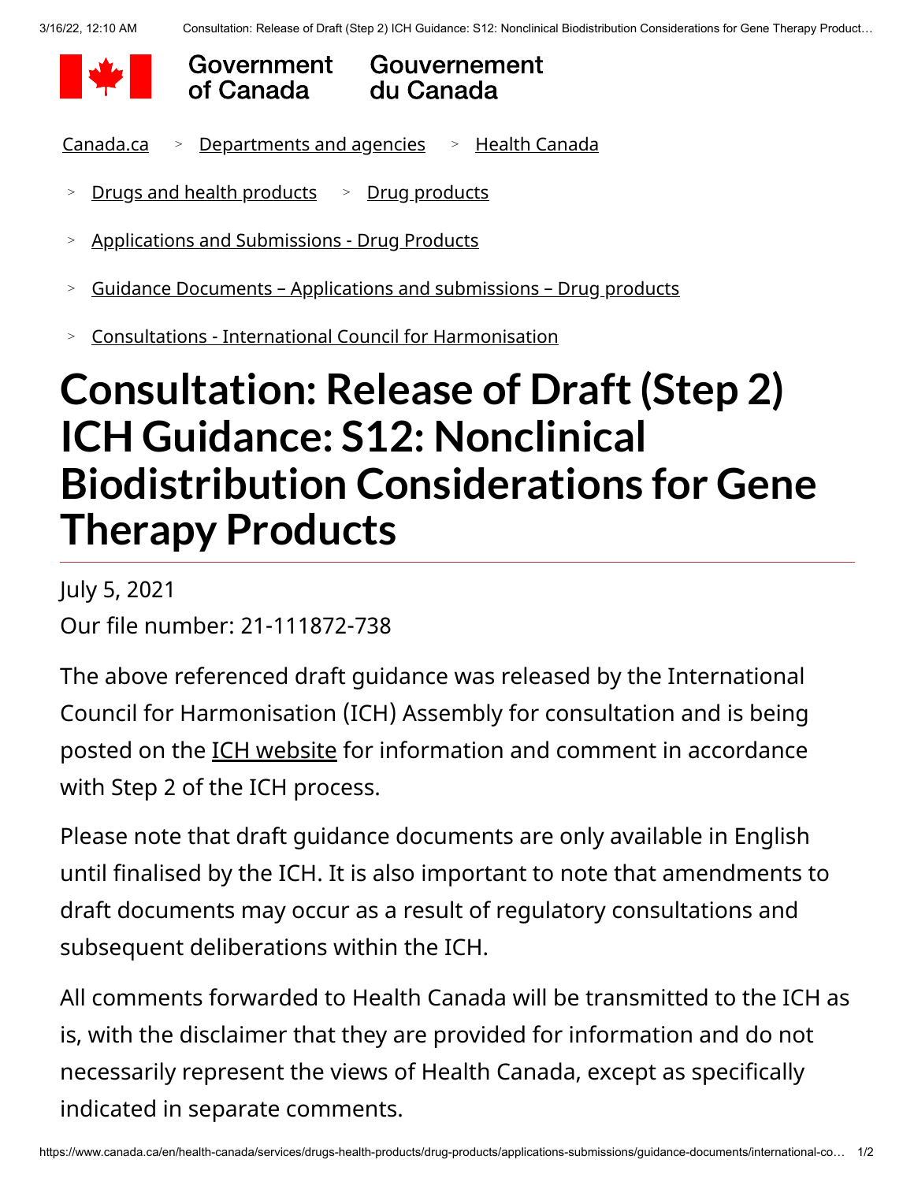Government of Canada Gouvernement du Canada

Canada.ca > Departments and agencies > Health Canada

> Drugs and health products > Drug products

> Applications and Submissions - Drug Products

> Guidance Documents – Applications and submissions – Drug products

> Consultations - International Council for Harmonisation

# Consultation: Release of Draft (Step 2) ICH Guidance: S12: Nonclinical Biodistribution Considerations for Gene Therapy Products

July 5, 2021
Our file number: 21-111872-738

The above referenced draft guidance was released by the International Council for Harmonisation (ICH) Assembly for consultation and is being posted on the ICH website for information and comment in accordance with Step 2 of the ICH process.

Please note that draft guidance documents are only available in English until finalised by the ICH. It is also important to note that amendments to draft documents may occur as a result of regulatory consultations and subsequent deliberations within the ICH.

All comments forwarded to Health Canada will be transmitted to the ICH as is, with the disclaimer that they are provided for information and do not necessarily represent the views of Health Canada, except as specifically indicated in separate comments.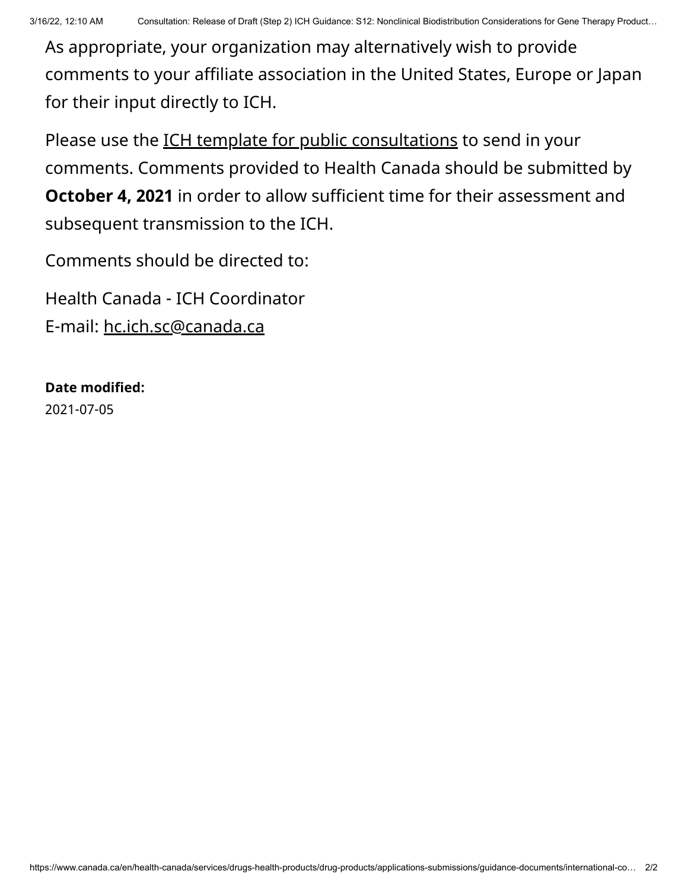As appropriate, your organization may alternatively wish to provide comments to your affiliate association in the United States, Europe or Japan for their input directly to ICH.

Please use the ICH template for public consultations to send in your comments. Comments provided to Health Canada should be submitted by **October 4, 2021** in order to allow sufficient time for their assessment and subsequent transmission to the ICH.

Comments should be directed to:

Health Canada - ICH Coordinator
E-mail: hc.ich.sc@canada.ca

**Date modified:**
2021-07-05